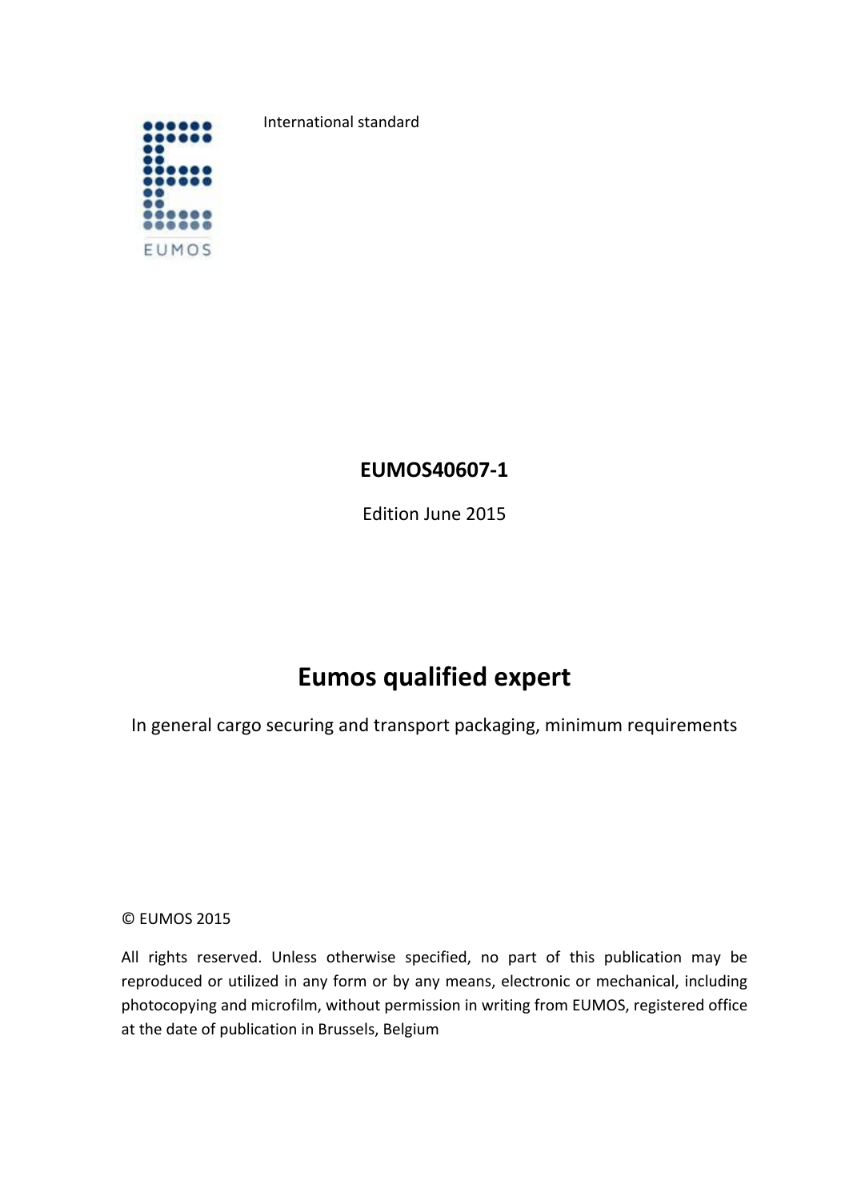EUMOS

International standard

**EUMOS40607-1**

Edition June 2015

# Eumos qualified expert

In general cargo securing and transport packaging, minimum requirements

© EUMOS 2015

All rights reserved. Unless otherwise specified, no part of this publication may be reproduced or utilized in any form or by any means, electronic or mechanical, including photocopying and microfilm, without permission in writing from EUMOS, registered office at the date of publication in Brussels, Belgium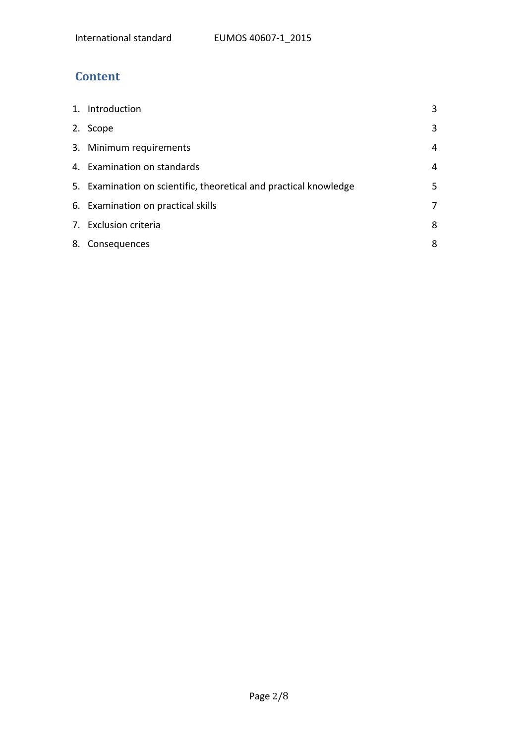## Content

| | | |
|---|---|---|
| 1. | Introduction | 3 |
| 2. | Scope | 3 |
| 3. | Minimum requirements | 4 |
| 4. | Examination on standards | 4 |
| 5. | Examination on scientific, theoretical and practical knowledge | 5 |
| 6. | Examination on practical skills | 7 |
| 7. | Exclusion criteria | 8 |
| 8. | Consequences | 8 |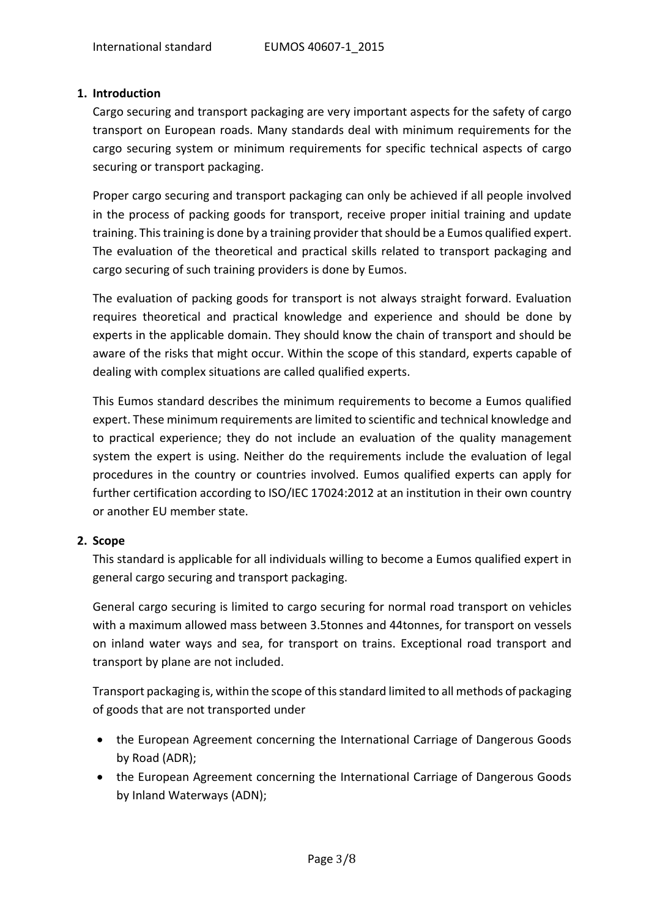## 1. Introduction

Cargo securing and transport packaging are very important aspects for the safety of cargo transport on European roads. Many standards deal with minimum requirements for the cargo securing system or minimum requirements for specific technical aspects of cargo securing or transport packaging.

Proper cargo securing and transport packaging can only be achieved if all people involved in the process of packing goods for transport, receive proper initial training and update training. This training is done by a training provider that should be a Eumos qualified expert. The evaluation of the theoretical and practical skills related to transport packaging and cargo securing of such training providers is done by Eumos.

The evaluation of packing goods for transport is not always straight forward. Evaluation requires theoretical and practical knowledge and experience and should be done by experts in the applicable domain. They should know the chain of transport and should be aware of the risks that might occur. Within the scope of this standard, experts capable of dealing with complex situations are called qualified experts.

This Eumos standard describes the minimum requirements to become a Eumos qualified expert. These minimum requirements are limited to scientific and technical knowledge and to practical experience; they do not include an evaluation of the quality management system the expert is using. Neither do the requirements include the evaluation of legal procedures in the country or countries involved. Eumos qualified experts can apply for further certification according to ISO/IEC 17024:2012 at an institution in their own country or another EU member state.

## 2. Scope

This standard is applicable for all individuals willing to become a Eumos qualified expert in general cargo securing and transport packaging.

General cargo securing is limited to cargo securing for normal road transport on vehicles with a maximum allowed mass between 3.5tonnes and 44tonnes, for transport on vessels on inland water ways and sea, for transport on trains. Exceptional road transport and transport by plane are not included.

Transport packaging is, within the scope of this standard limited to all methods of packaging of goods that are not transported under

- the European Agreement concerning the International Carriage of Dangerous Goods by Road (ADR);
- the European Agreement concerning the International Carriage of Dangerous Goods by Inland Waterways (ADN);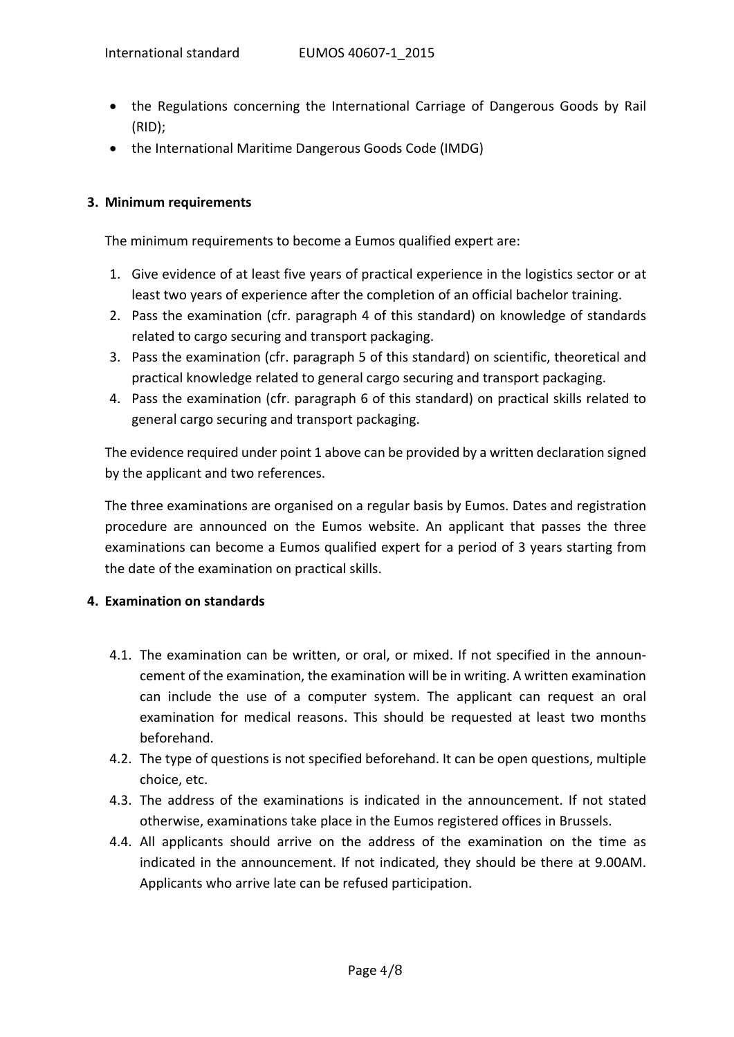- the Regulations concerning the International Carriage of Dangerous Goods by Rail (RID);
- the International Maritime Dangerous Goods Code (IMDG)

## 3. Minimum requirements

The minimum requirements to become a Eumos qualified expert are:

1. Give evidence of at least five years of practical experience in the logistics sector or at least two years of experience after the completion of an official bachelor training.
2. Pass the examination (cfr. paragraph 4 of this standard) on knowledge of standards related to cargo securing and transport packaging.
3. Pass the examination (cfr. paragraph 5 of this standard) on scientific, theoretical and practical knowledge related to general cargo securing and transport packaging.
4. Pass the examination (cfr. paragraph 6 of this standard) on practical skills related to general cargo securing and transport packaging.

The evidence required under point 1 above can be provided by a written declaration signed by the applicant and two references.

The three examinations are organised on a regular basis by Eumos. Dates and registration procedure are announced on the Eumos website. An applicant that passes the three examinations can become a Eumos qualified expert for a period of 3 years starting from the date of the examination on practical skills.

## 4. Examination on standards

4.1. The examination can be written, or oral, or mixed. If not specified in the announcement of the examination, the examination will be in writing. A written examination can include the use of a computer system. The applicant can request an oral examination for medical reasons. This should be requested at least two months beforehand.

4.2. The type of questions is not specified beforehand. It can be open questions, multiple choice, etc.

4.3. The address of the examinations is indicated in the announcement. If not stated otherwise, examinations take place in the Eumos registered offices in Brussels.

4.4. All applicants should arrive on the address of the examination on the time as indicated in the announcement. If not indicated, they should be there at 9.00AM. Applicants who arrive late can be refused participation.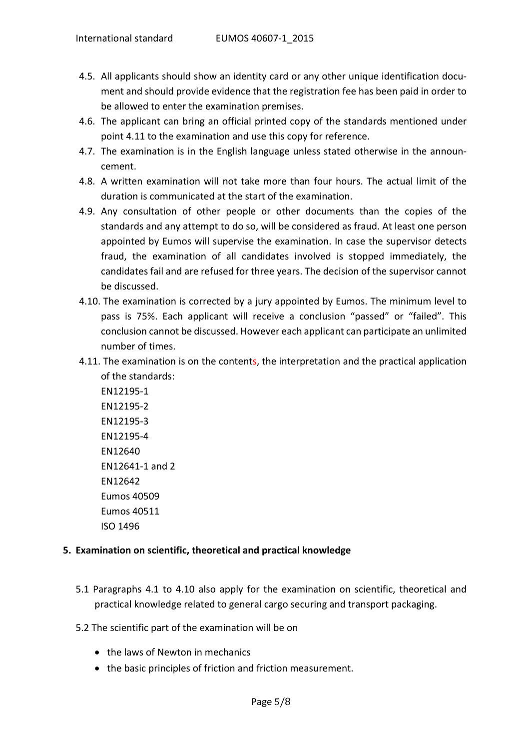4.5. All applicants should show an identity card or any other unique identification document and should provide evidence that the registration fee has been paid in order to be allowed to enter the examination premises.

4.6. The applicant can bring an official printed copy of the standards mentioned under point 4.11 to the examination and use this copy for reference.

4.7. The examination is in the English language unless stated otherwise in the announcement.

4.8. A written examination will not take more than four hours. The actual limit of the duration is communicated at the start of the examination.

4.9. Any consultation of other people or other documents than the copies of the standards and any attempt to do so, will be considered as fraud. At least one person appointed by Eumos will supervise the examination. In case the supervisor detects fraud, the examination of all candidates involved is stopped immediately, the candidates fail and are refused for three years. The decision of the supervisor cannot be discussed.

4.10. The examination is corrected by a jury appointed by Eumos. The minimum level to pass is 75%. Each applicant will receive a conclusion "passed" or "failed". This conclusion cannot be discussed. However each applicant can participate an unlimited number of times.

4.11. The examination is on the contents, the interpretation and the practical application of the standards:
EN12195-1
EN12195-2
EN12195-3
EN12195-4
EN12640
EN12641-1 and 2
EN12642
Eumos 40509
Eumos 40511
ISO 1496

## 5. Examination on scientific, theoretical and practical knowledge

5.1 Paragraphs 4.1 to 4.10 also apply for the examination on scientific, theoretical and practical knowledge related to general cargo securing and transport packaging.

5.2 The scientific part of the examination will be on

- the laws of Newton in mechanics
- the basic principles of friction and friction measurement.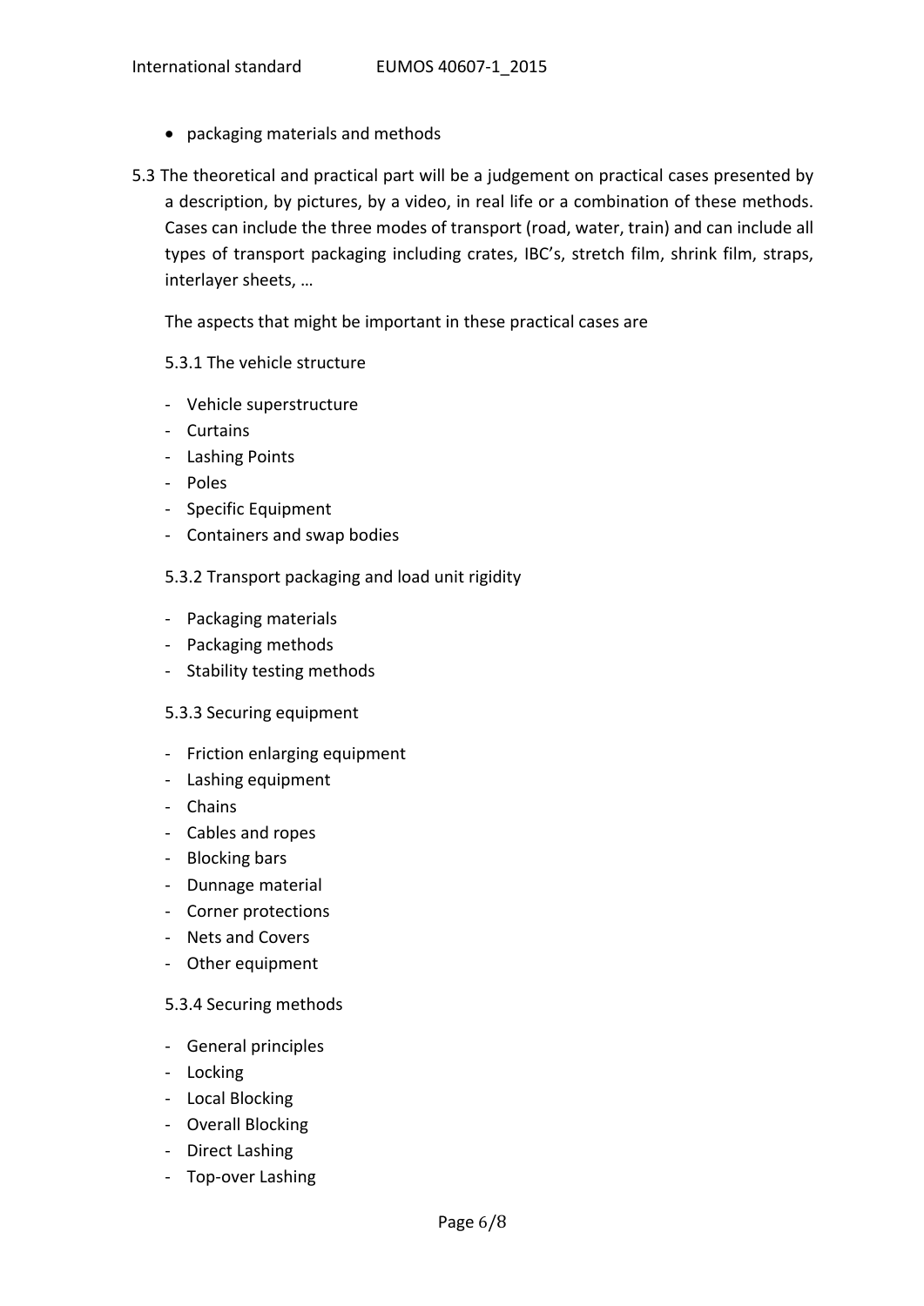- packaging materials and methods

5.3 The theoretical and practical part will be a judgement on practical cases presented by a description, by pictures, by a video, in real life or a combination of these methods. Cases can include the three modes of transport (road, water, train) and can include all types of transport packaging including crates, IBC's, stretch film, shrink film, straps, interlayer sheets, …

The aspects that might be important in these practical cases are

5.3.1 The vehicle structure

- Vehicle superstructure
- Curtains
- Lashing Points
- Poles
- Specific Equipment
- Containers and swap bodies

5.3.2 Transport packaging and load unit rigidity

- Packaging materials
- Packaging methods
- Stability testing methods

5.3.3 Securing equipment

- Friction enlarging equipment
- Lashing equipment
- Chains
- Cables and ropes
- Blocking bars
- Dunnage material
- Corner protections
- Nets and Covers
- Other equipment

5.3.4 Securing methods

- General principles
- Locking
- Local Blocking
- Overall Blocking
- Direct Lashing
- Top-over Lashing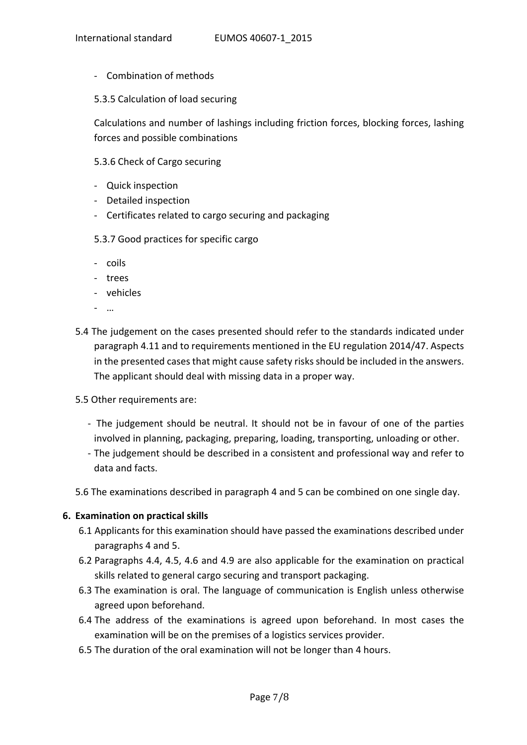- Combination of methods

5.3.5 Calculation of load securing

Calculations and number of lashings including friction forces, blocking forces, lashing forces and possible combinations

5.3.6 Check of Cargo securing

- Quick inspection
- Detailed inspection
- Certificates related to cargo securing and packaging

5.3.7 Good practices for specific cargo

- coils
- trees
- vehicles
- …

5.4 The judgement on the cases presented should refer to the standards indicated under paragraph 4.11 and to requirements mentioned in the EU regulation 2014/47. Aspects in the presented cases that might cause safety risks should be included in the answers. The applicant should deal with missing data in a proper way.

5.5 Other requirements are:

- The judgement should be neutral. It should not be in favour of one of the parties involved in planning, packaging, preparing, loading, transporting, unloading or other.
- The judgement should be described in a consistent and professional way and refer to data and facts.

5.6 The examinations described in paragraph 4 and 5 can be combined on one single day.

## 6. Examination on practical skills

6.1 Applicants for this examination should have passed the examinations described under paragraphs 4 and 5.

6.2 Paragraphs 4.4, 4.5, 4.6 and 4.9 are also applicable for the examination on practical skills related to general cargo securing and transport packaging.

6.3 The examination is oral. The language of communication is English unless otherwise agreed upon beforehand.

6.4 The address of the examinations is agreed upon beforehand. In most cases the examination will be on the premises of a logistics services provider.

6.5 The duration of the oral examination will not be longer than 4 hours.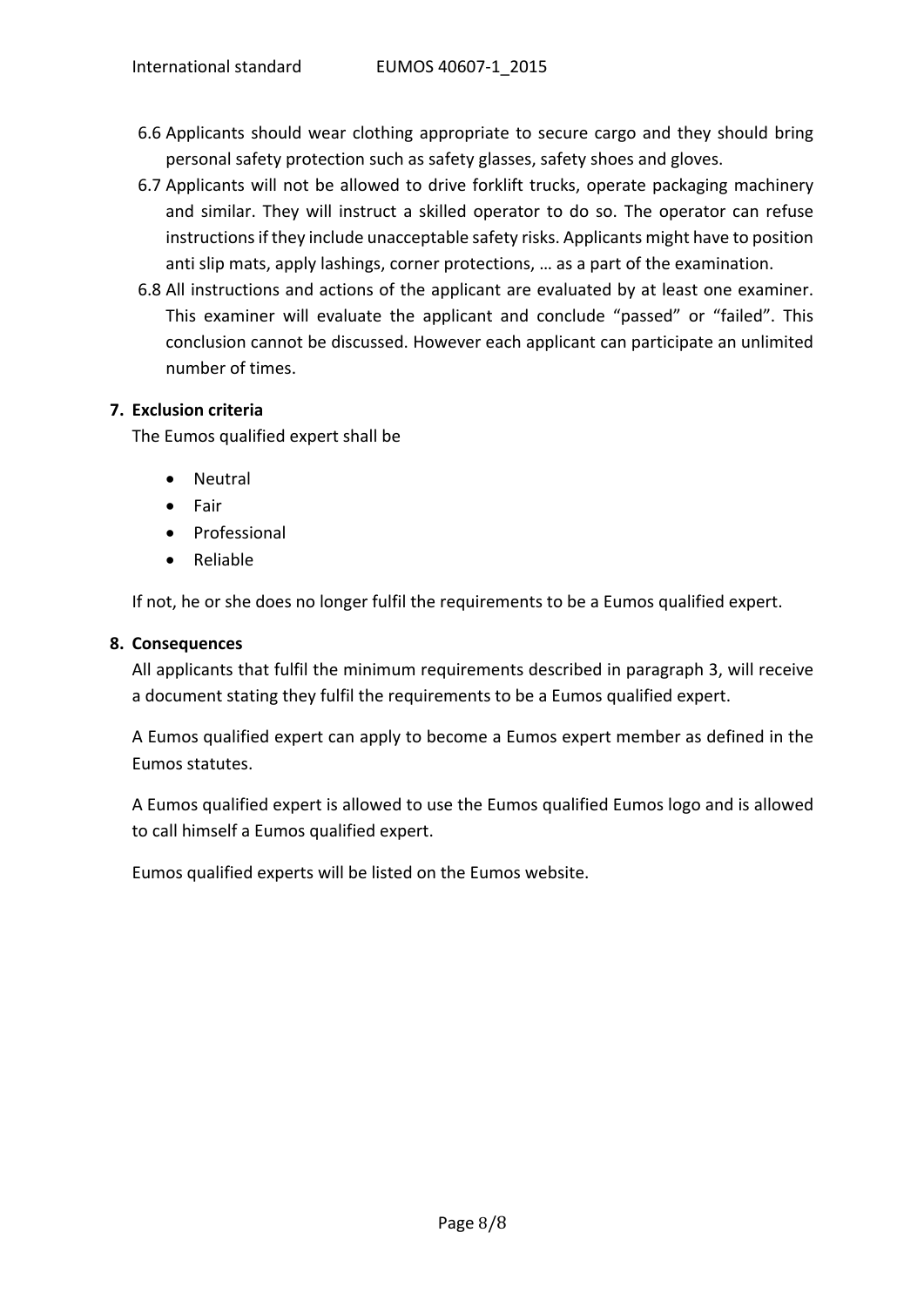6.6 Applicants should wear clothing appropriate to secure cargo and they should bring personal safety protection such as safety glasses, safety shoes and gloves.

6.7 Applicants will not be allowed to drive forklift trucks, operate packaging machinery and similar. They will instruct a skilled operator to do so. The operator can refuse instructions if they include unacceptable safety risks. Applicants might have to position anti slip mats, apply lashings, corner protections, … as a part of the examination.

6.8 All instructions and actions of the applicant are evaluated by at least one examiner. This examiner will evaluate the applicant and conclude "passed" or "failed". This conclusion cannot be discussed. However each applicant can participate an unlimited number of times.

## 7. Exclusion criteria

The Eumos qualified expert shall be

- Neutral
- Fair
- Professional
- Reliable

If not, he or she does no longer fulfil the requirements to be a Eumos qualified expert.

## 8. Consequences

All applicants that fulfil the minimum requirements described in paragraph 3, will receive a document stating they fulfil the requirements to be a Eumos qualified expert.

A Eumos qualified expert can apply to become a Eumos expert member as defined in the Eumos statutes.

A Eumos qualified expert is allowed to use the Eumos qualified Eumos logo and is allowed to call himself a Eumos qualified expert.

Eumos qualified experts will be listed on the Eumos website.